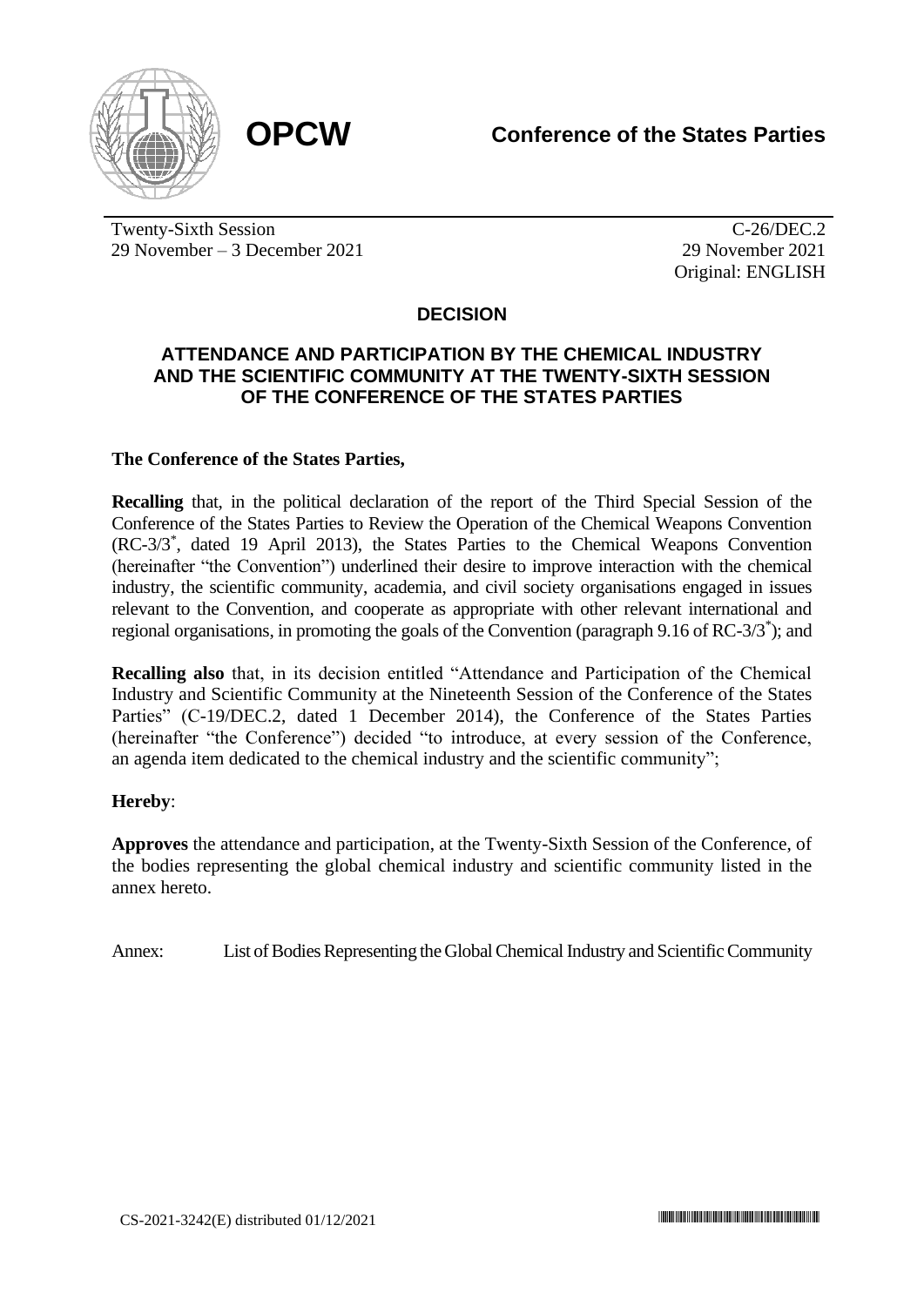**OPCW** **Conference of the States Parties**

Twenty-Sixth Session
29 November – 3 December 2021

C-26/DEC.2
29 November 2021
Original: ENGLISH

## DECISION

### ATTENDANCE AND PARTICIPATION BY THE CHEMICAL INDUSTRY AND THE SCIENTIFIC COMMUNITY AT THE TWENTY-SIXTH SESSION OF THE CONFERENCE OF THE STATES PARTIES

**The Conference of the States Parties,**

**Recalling** that, in the political declaration of the report of the Third Special Session of the Conference of the States Parties to Review the Operation of the Chemical Weapons Convention (RC-3/3*, dated 19 April 2013), the States Parties to the Chemical Weapons Convention (hereinafter "the Convention") underlined their desire to improve interaction with the chemical industry, the scientific community, academia, and civil society organisations engaged in issues relevant to the Convention, and cooperate as appropriate with other relevant international and regional organisations, in promoting the goals of the Convention (paragraph 9.16 of RC-3/3*); and

**Recalling also** that, in its decision entitled "Attendance and Participation of the Chemical Industry and Scientific Community at the Nineteenth Session of the Conference of the States Parties" (C-19/DEC.2, dated 1 December 2014), the Conference of the States Parties (hereinafter "the Conference") decided "to introduce, at every session of the Conference, an agenda item dedicated to the chemical industry and the scientific community";

**Hereby**:

**Approves** the attendance and participation, at the Twenty-Sixth Session of the Conference, of the bodies representing the global chemical industry and scientific community listed in the annex hereto.

Annex: List of Bodies Representing the Global Chemical Industry and Scientific Community

CS-2021-3242(E) distributed 01/12/2021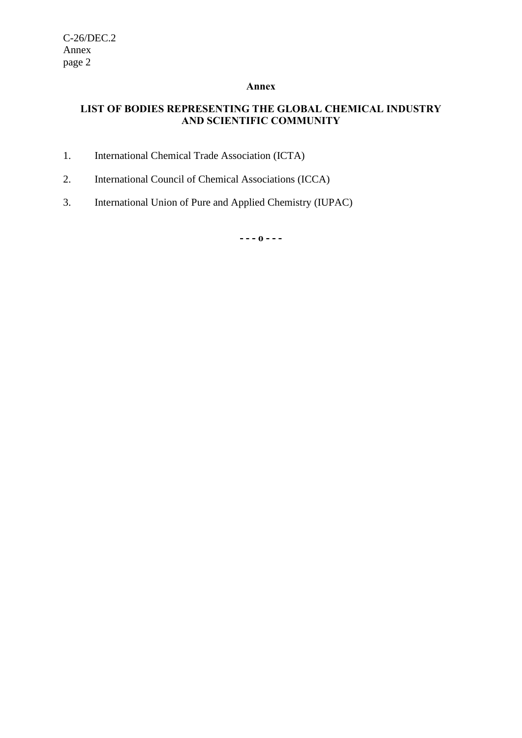## Annex

## LIST OF BODIES REPRESENTING THE GLOBAL CHEMICAL INDUSTRY AND SCIENTIFIC COMMUNITY

1. International Chemical Trade Association (ICTA)

2. International Council of Chemical Associations (ICCA)

3. International Union of Pure and Applied Chemistry (IUPAC)

**- - - o - - -**